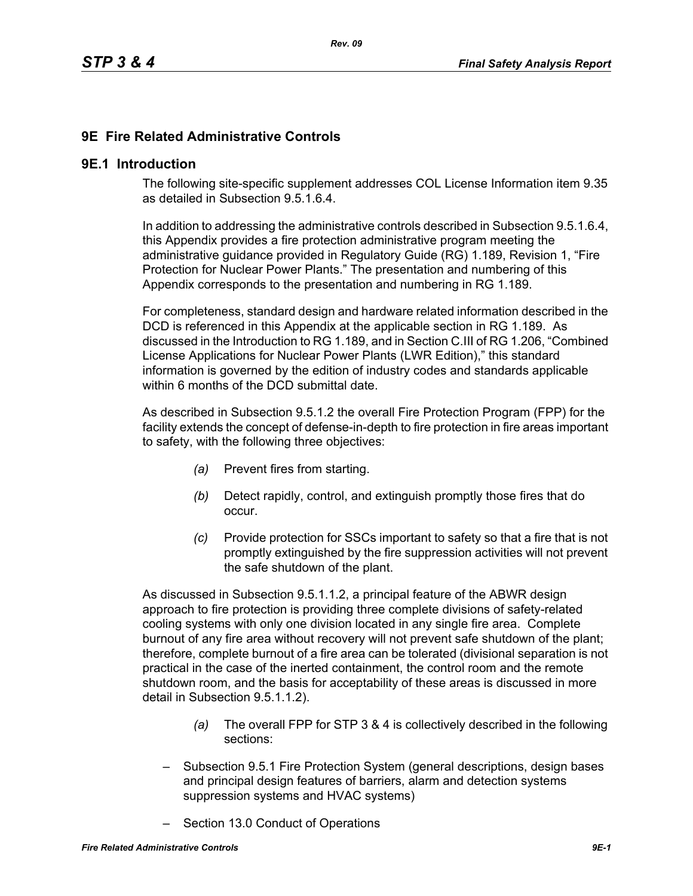# 9E Fire Related Administrative Controls

## 9E.1 Introduction

The following site-specific supplement addresses COL License Information item 9.35 as detailed in Subsection 9.5.1.6.4.

In addition to addressing the administrative controls described in Subsection 9.5.1.6.4, this Appendix provides a fire protection administrative program meeting the administrative guidance provided in Regulatory Guide (RG) 1.189, Revision 1, "Fire Protection for Nuclear Power Plants." The presentation and numbering of this Appendix corresponds to the presentation and numbering in RG 1.189.

For completeness, standard design and hardware related information described in the DCD is referenced in this Appendix at the applicable section in RG 1.189. As discussed in the Introduction to RG 1.189, and in Section C.III of RG 1.206, "Combined License Applications for Nuclear Power Plants (LWR Edition)," this standard information is governed by the edition of industry codes and standards applicable within 6 months of the DCD submittal date.

As described in Subsection 9.5.1.2 the overall Fire Protection Program (FPP) for the facility extends the concept of defense-in-depth to fire protection in fire areas important to safety, with the following three objectives:

- *(a)* Prevent fires from starting.
- *(b)* Detect rapidly, control, and extinguish promptly those fires that do occur.
- *(c)* Provide protection for SSCs important to safety so that a fire that is not promptly extinguished by the fire suppression activities will not prevent the safe shutdown of the plant.

As discussed in Subsection 9.5.1.1.2, a principal feature of the ABWR design approach to fire protection is providing three complete divisions of safety-related cooling systems with only one division located in any single fire area. Complete burnout of any fire area without recovery will not prevent safe shutdown of the plant; therefore, complete burnout of a fire area can be tolerated (divisional separation is not practical in the case of the inerted containment, the control room and the remote shutdown room, and the basis for acceptability of these areas is discussed in more detail in Subsection 9.5.1.1.2).

- *(a)* The overall FPP for STP 3 & 4 is collectively described in the following sections:

- Subsection 9.5.1 Fire Protection System (general descriptions, design bases and principal design features of barriers, alarm and detection systems suppression systems and HVAC systems)
- Section 13.0 Conduct of Operations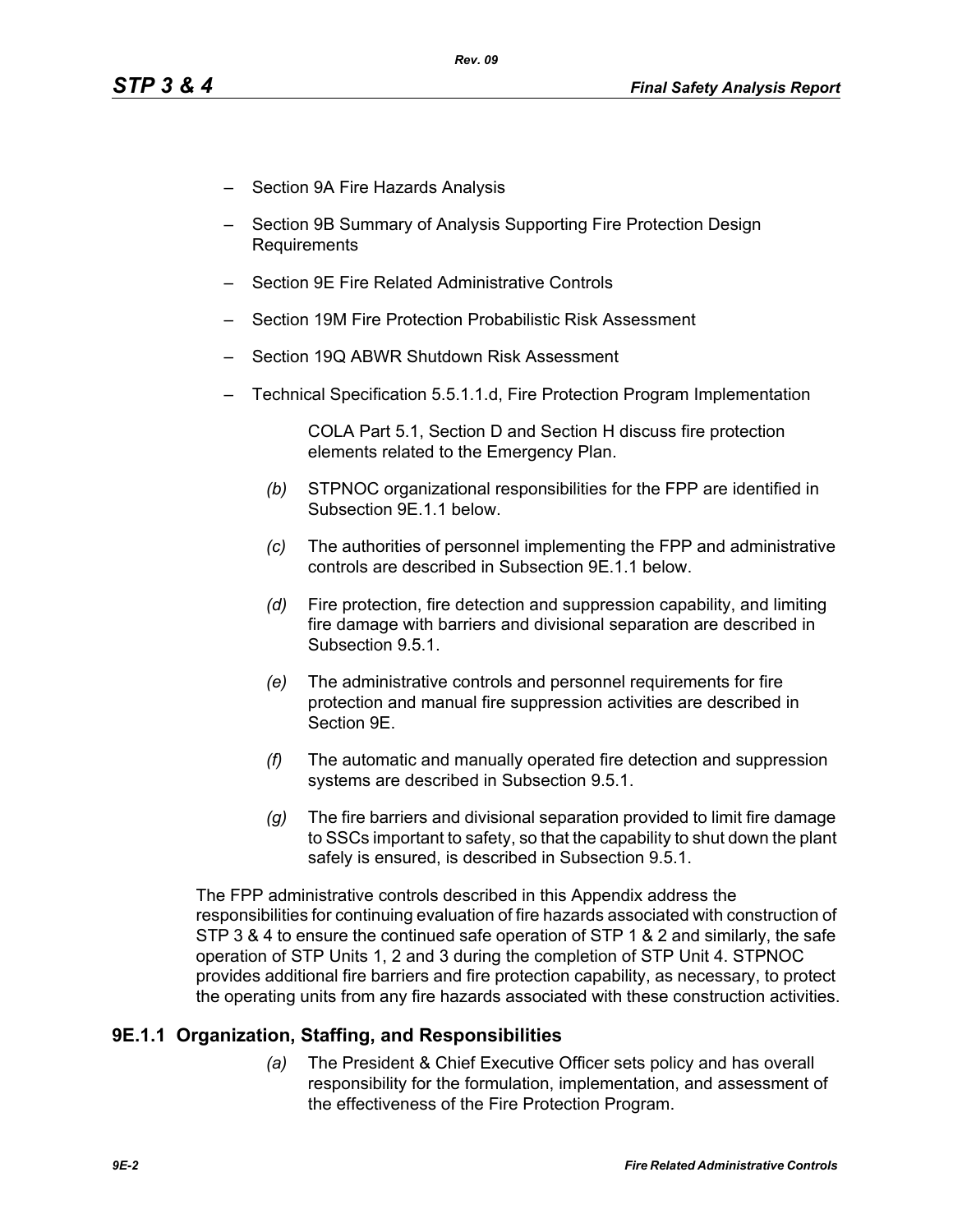- Section 9A Fire Hazards Analysis
- Section 9B Summary of Analysis Supporting Fire Protection Design Requirements
- Section 9E Fire Related Administrative Controls
- Section 19M Fire Protection Probabilistic Risk Assessment
- Section 19Q ABWR Shutdown Risk Assessment
- Technical Specification 5.5.1.1.d, Fire Protection Program Implementation

  COLA Part 5.1, Section D and Section H discuss fire protection elements related to the Emergency Plan.

*(b)* STPNOC organizational responsibilities for the FPP are identified in Subsection 9E.1.1 below.

*(c)* The authorities of personnel implementing the FPP and administrative controls are described in Subsection 9E.1.1 below.

*(d)* Fire protection, fire detection and suppression capability, and limiting fire damage with barriers and divisional separation are described in Subsection 9.5.1.

*(e)* The administrative controls and personnel requirements for fire protection and manual fire suppression activities are described in Section 9E.

*(f)* The automatic and manually operated fire detection and suppression systems are described in Subsection 9.5.1.

*(g)* The fire barriers and divisional separation provided to limit fire damage to SSCs important to safety, so that the capability to shut down the plant safely is ensured, is described in Subsection 9.5.1.

The FPP administrative controls described in this Appendix address the responsibilities for continuing evaluation of fire hazards associated with construction of STP 3 & 4 to ensure the continued safe operation of STP 1 & 2 and similarly, the safe operation of STP Units 1, 2 and 3 during the completion of STP Unit 4. STPNOC provides additional fire barriers and fire protection capability, as necessary, to protect the operating units from any fire hazards associated with these construction activities.

## 9E.1.1 Organization, Staffing, and Responsibilities

*(a)* The President & Chief Executive Officer sets policy and has overall responsibility for the formulation, implementation, and assessment of the effectiveness of the Fire Protection Program.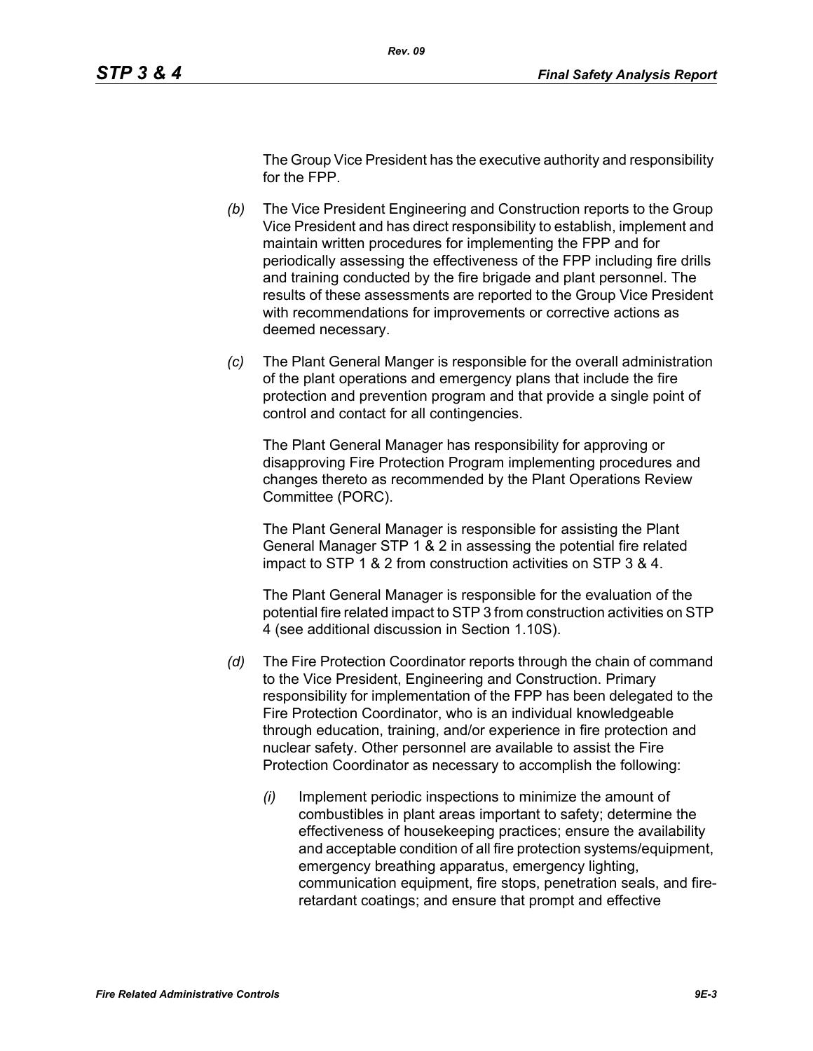The Group Vice President has the executive authority and responsibility for the FPP.

*(b)* The Vice President Engineering and Construction reports to the Group Vice President and has direct responsibility to establish, implement and maintain written procedures for implementing the FPP and for periodically assessing the effectiveness of the FPP including fire drills and training conducted by the fire brigade and plant personnel. The results of these assessments are reported to the Group Vice President with recommendations for improvements or corrective actions as deemed necessary.

*(c)* The Plant General Manger is responsible for the overall administration of the plant operations and emergency plans that include the fire protection and prevention program and that provide a single point of control and contact for all contingencies.

The Plant General Manager has responsibility for approving or disapproving Fire Protection Program implementing procedures and changes thereto as recommended by the Plant Operations Review Committee (PORC).

The Plant General Manager is responsible for assisting the Plant General Manager STP 1 & 2 in assessing the potential fire related impact to STP 1 & 2 from construction activities on STP 3 & 4.

The Plant General Manager is responsible for the evaluation of the potential fire related impact to STP 3 from construction activities on STP 4 (see additional discussion in Section 1.10S).

*(d)* The Fire Protection Coordinator reports through the chain of command to the Vice President, Engineering and Construction. Primary responsibility for implementation of the FPP has been delegated to the Fire Protection Coordinator, who is an individual knowledgeable through education, training, and/or experience in fire protection and nuclear safety. Other personnel are available to assist the Fire Protection Coordinator as necessary to accomplish the following:

*(i)* Implement periodic inspections to minimize the amount of combustibles in plant areas important to safety; determine the effectiveness of housekeeping practices; ensure the availability and acceptable condition of all fire protection systems/equipment, emergency breathing apparatus, emergency lighting, communication equipment, fire stops, penetration seals, and fire-retardant coatings; and ensure that prompt and effective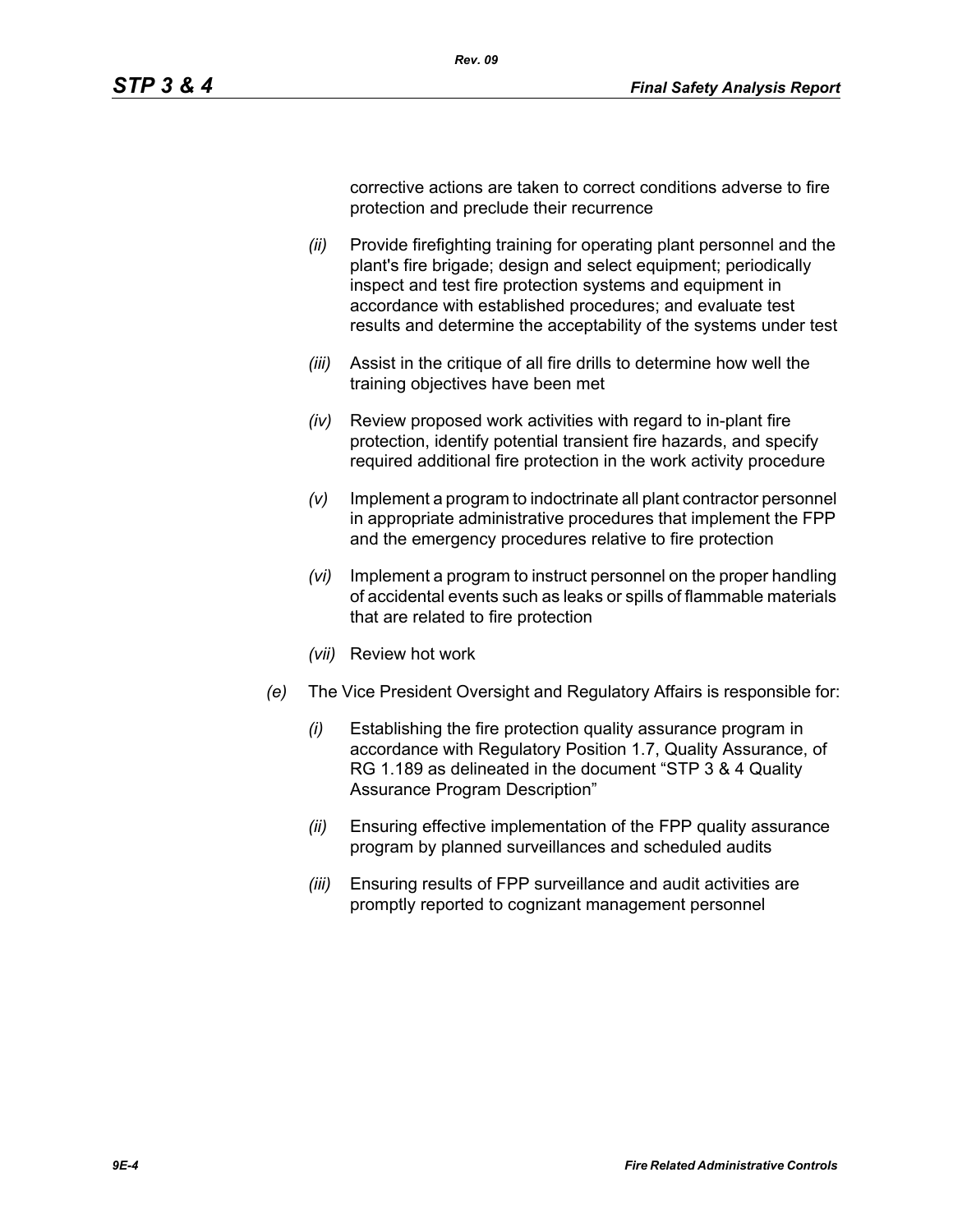corrective actions are taken to correct conditions adverse to fire protection and preclude their recurrence

- *(ii)* Provide firefighting training for operating plant personnel and the plant's fire brigade; design and select equipment; periodically inspect and test fire protection systems and equipment in accordance with established procedures; and evaluate test results and determine the acceptability of the systems under test

- *(iii)* Assist in the critique of all fire drills to determine how well the training objectives have been met

- *(iv)* Review proposed work activities with regard to in-plant fire protection, identify potential transient fire hazards, and specify required additional fire protection in the work activity procedure

- *(v)* Implement a program to indoctrinate all plant contractor personnel in appropriate administrative procedures that implement the FPP and the emergency procedures relative to fire protection

- *(vi)* Implement a program to instruct personnel on the proper handling of accidental events such as leaks or spills of flammable materials that are related to fire protection

- *(vii)* Review hot work

*(e)* The Vice President Oversight and Regulatory Affairs is responsible for:

- *(i)* Establishing the fire protection quality assurance program in accordance with Regulatory Position 1.7, Quality Assurance, of RG 1.189 as delineated in the document "STP 3 & 4 Quality Assurance Program Description"

- *(ii)* Ensuring effective implementation of the FPP quality assurance program by planned surveillances and scheduled audits

- *(iii)* Ensuring results of FPP surveillance and audit activities are promptly reported to cognizant management personnel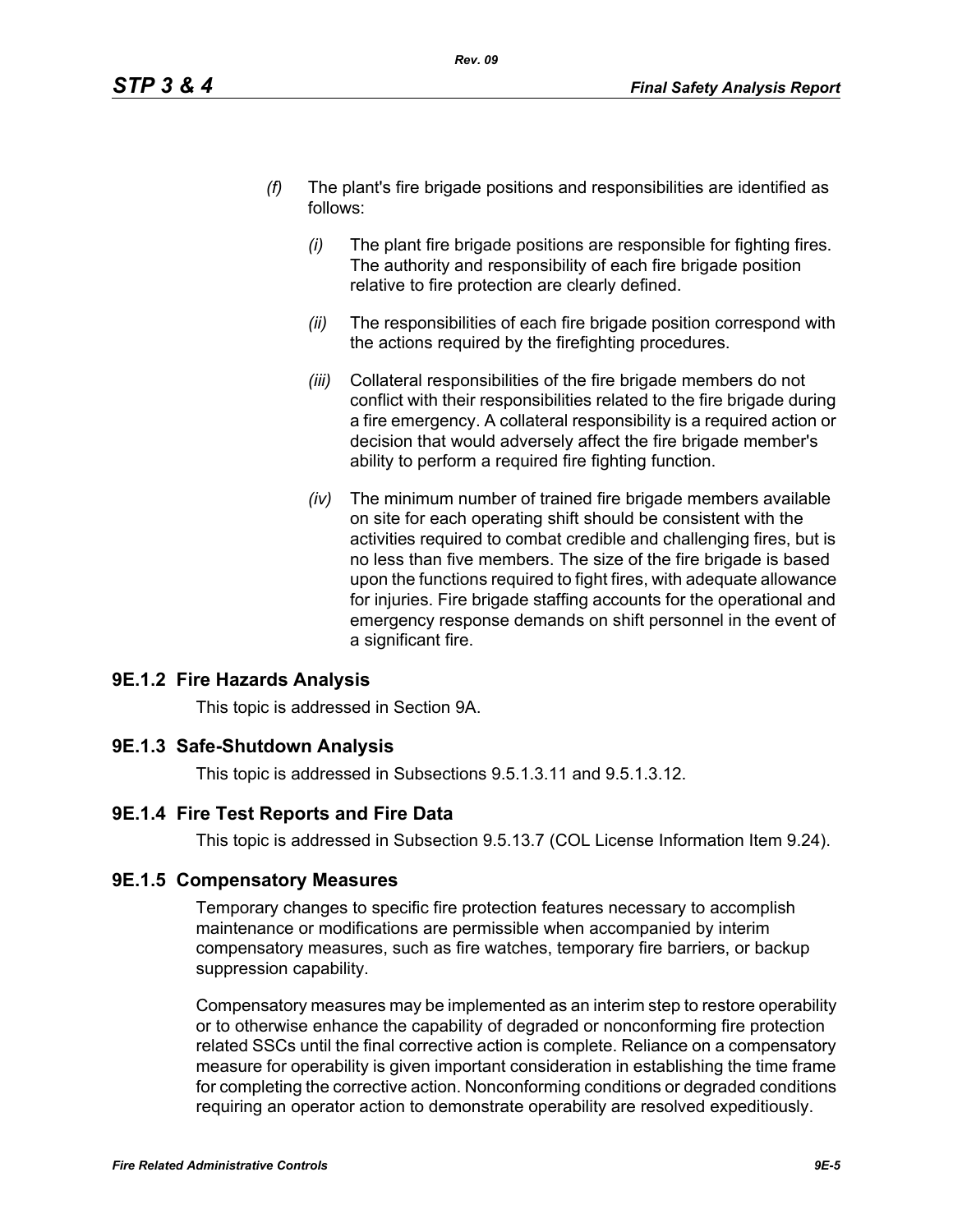*(f)* The plant's fire brigade positions and responsibilities are identified as follows:

*(i)* The plant fire brigade positions are responsible for fighting fires. The authority and responsibility of each fire brigade position relative to fire protection are clearly defined.

*(ii)* The responsibilities of each fire brigade position correspond with the actions required by the firefighting procedures.

*(iii)* Collateral responsibilities of the fire brigade members do not conflict with their responsibilities related to the fire brigade during a fire emergency. A collateral responsibility is a required action or decision that would adversely affect the fire brigade member's ability to perform a required fire fighting function.

*(iv)* The minimum number of trained fire brigade members available on site for each operating shift should be consistent with the activities required to combat credible and challenging fires, but is no less than five members. The size of the fire brigade is based upon the functions required to fight fires, with adequate allowance for injuries. Fire brigade staffing accounts for the operational and emergency response demands on shift personnel in the event of a significant fire.

### 9E.1.2 Fire Hazards Analysis

This topic is addressed in Section 9A.

### 9E.1.3 Safe-Shutdown Analysis

This topic is addressed in Subsections 9.5.1.3.11 and 9.5.1.3.12.

### 9E.1.4 Fire Test Reports and Fire Data

This topic is addressed in Subsection 9.5.13.7 (COL License Information Item 9.24).

### 9E.1.5 Compensatory Measures

Temporary changes to specific fire protection features necessary to accomplish maintenance or modifications are permissible when accompanied by interim compensatory measures, such as fire watches, temporary fire barriers, or backup suppression capability.

Compensatory measures may be implemented as an interim step to restore operability or to otherwise enhance the capability of degraded or nonconforming fire protection related SSCs until the final corrective action is complete. Reliance on a compensatory measure for operability is given important consideration in establishing the time frame for completing the corrective action. Nonconforming conditions or degraded conditions requiring an operator action to demonstrate operability are resolved expeditiously.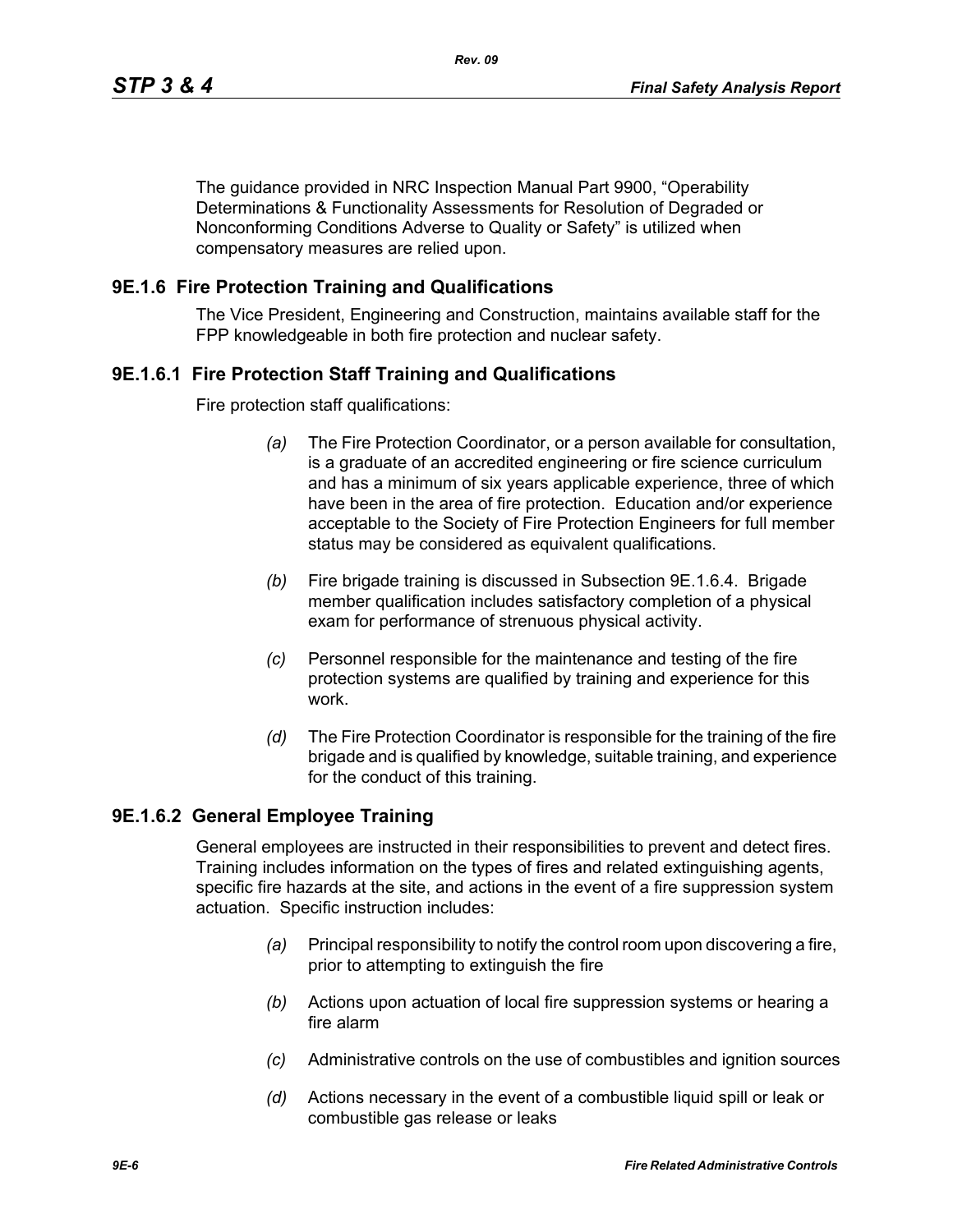The guidance provided in NRC Inspection Manual Part 9900, “Operability Determinations & Functionality Assessments for Resolution of Degraded or Nonconforming Conditions Adverse to Quality or Safety” is utilized when compensatory measures are relied upon.

## 9E.1.6 Fire Protection Training and Qualifications

The Vice President, Engineering and Construction, maintains available staff for the FPP knowledgeable in both fire protection and nuclear safety.

### 9E.1.6.1 Fire Protection Staff Training and Qualifications

Fire protection staff qualifications:

*(a)* The Fire Protection Coordinator, or a person available for consultation, is a graduate of an accredited engineering or fire science curriculum and has a minimum of six years applicable experience, three of which have been in the area of fire protection. Education and/or experience acceptable to the Society of Fire Protection Engineers for full member status may be considered as equivalent qualifications.

*(b)* Fire brigade training is discussed in Subsection 9E.1.6.4. Brigade member qualification includes satisfactory completion of a physical exam for performance of strenuous physical activity.

*(c)* Personnel responsible for the maintenance and testing of the fire protection systems are qualified by training and experience for this work.

*(d)* The Fire Protection Coordinator is responsible for the training of the fire brigade and is qualified by knowledge, suitable training, and experience for the conduct of this training.

### 9E.1.6.2 General Employee Training

General employees are instructed in their responsibilities to prevent and detect fires. Training includes information on the types of fires and related extinguishing agents, specific fire hazards at the site, and actions in the event of a fire suppression system actuation. Specific instruction includes:

*(a)* Principal responsibility to notify the control room upon discovering a fire, prior to attempting to extinguish the fire

*(b)* Actions upon actuation of local fire suppression systems or hearing a fire alarm

*(c)* Administrative controls on the use of combustibles and ignition sources

*(d)* Actions necessary in the event of a combustible liquid spill or leak or combustible gas release or leaks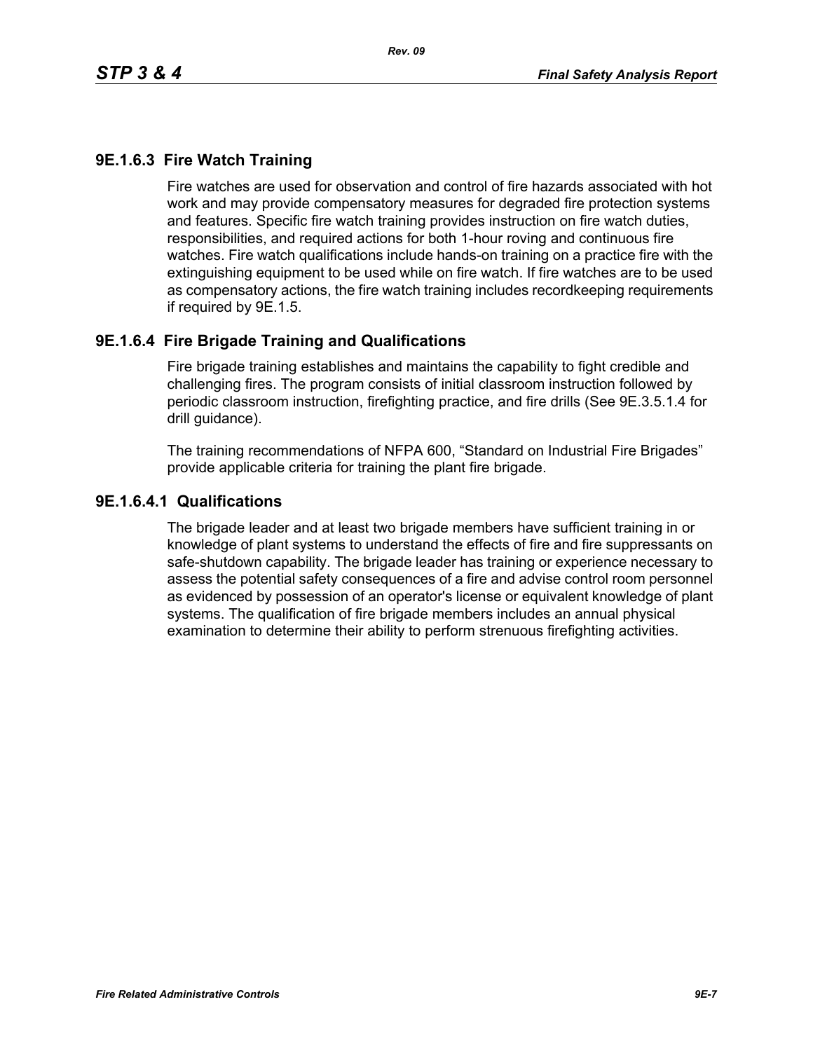### 9E.1.6.3 Fire Watch Training

Fire watches are used for observation and control of fire hazards associated with hot work and may provide compensatory measures for degraded fire protection systems and features. Specific fire watch training provides instruction on fire watch duties, responsibilities, and required actions for both 1-hour roving and continuous fire watches. Fire watch qualifications include hands-on training on a practice fire with the extinguishing equipment to be used while on fire watch. If fire watches are to be used as compensatory actions, the fire watch training includes recordkeeping requirements if required by 9E.1.5.

### 9E.1.6.4 Fire Brigade Training and Qualifications

Fire brigade training establishes and maintains the capability to fight credible and challenging fires. The program consists of initial classroom instruction followed by periodic classroom instruction, firefighting practice, and fire drills (See 9E.3.5.1.4 for drill guidance).

The training recommendations of NFPA 600, "Standard on Industrial Fire Brigades" provide applicable criteria for training the plant fire brigade.

#### 9E.1.6.4.1 Qualifications

The brigade leader and at least two brigade members have sufficient training in or knowledge of plant systems to understand the effects of fire and fire suppressants on safe-shutdown capability. The brigade leader has training or experience necessary to assess the potential safety consequences of a fire and advise control room personnel as evidenced by possession of an operator's license or equivalent knowledge of plant systems. The qualification of fire brigade members includes an annual physical examination to determine their ability to perform strenuous firefighting activities.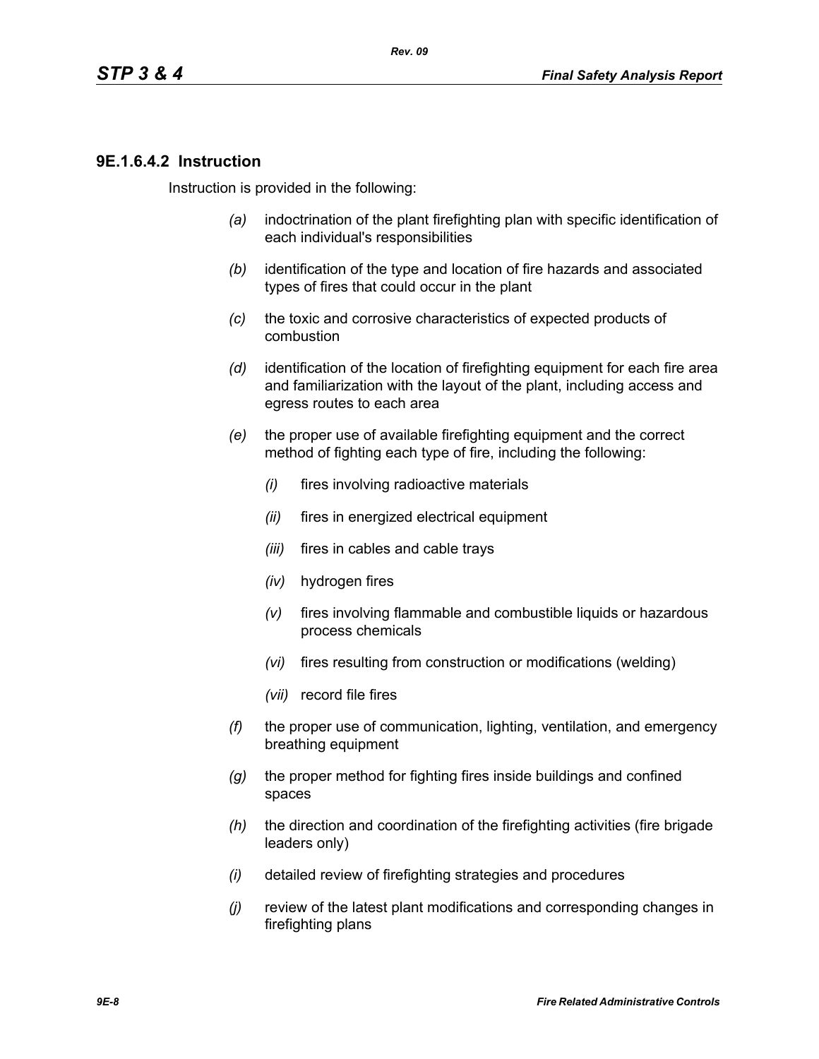#### 9E.1.6.4.2 Instruction

Instruction is provided in the following:

*(a)* indoctrination of the plant firefighting plan with specific identification of each individual's responsibilities

*(b)* identification of the type and location of fire hazards and associated types of fires that could occur in the plant

*(c)* the toxic and corrosive characteristics of expected products of combustion

*(d)* identification of the location of firefighting equipment for each fire area and familiarization with the layout of the plant, including access and egress routes to each area

*(e)* the proper use of available firefighting equipment and the correct method of fighting each type of fire, including the following:

- *(i)* fires involving radioactive materials
- *(ii)* fires in energized electrical equipment
- *(iii)* fires in cables and cable trays
- *(iv)* hydrogen fires
- *(v)* fires involving flammable and combustible liquids or hazardous process chemicals
- *(vi)* fires resulting from construction or modifications (welding)
- *(vii)* record file fires

*(f)* the proper use of communication, lighting, ventilation, and emergency breathing equipment

*(g)* the proper method for fighting fires inside buildings and confined spaces

*(h)* the direction and coordination of the firefighting activities (fire brigade leaders only)

*(i)* detailed review of firefighting strategies and procedures

*(j)* review of the latest plant modifications and corresponding changes in firefighting plans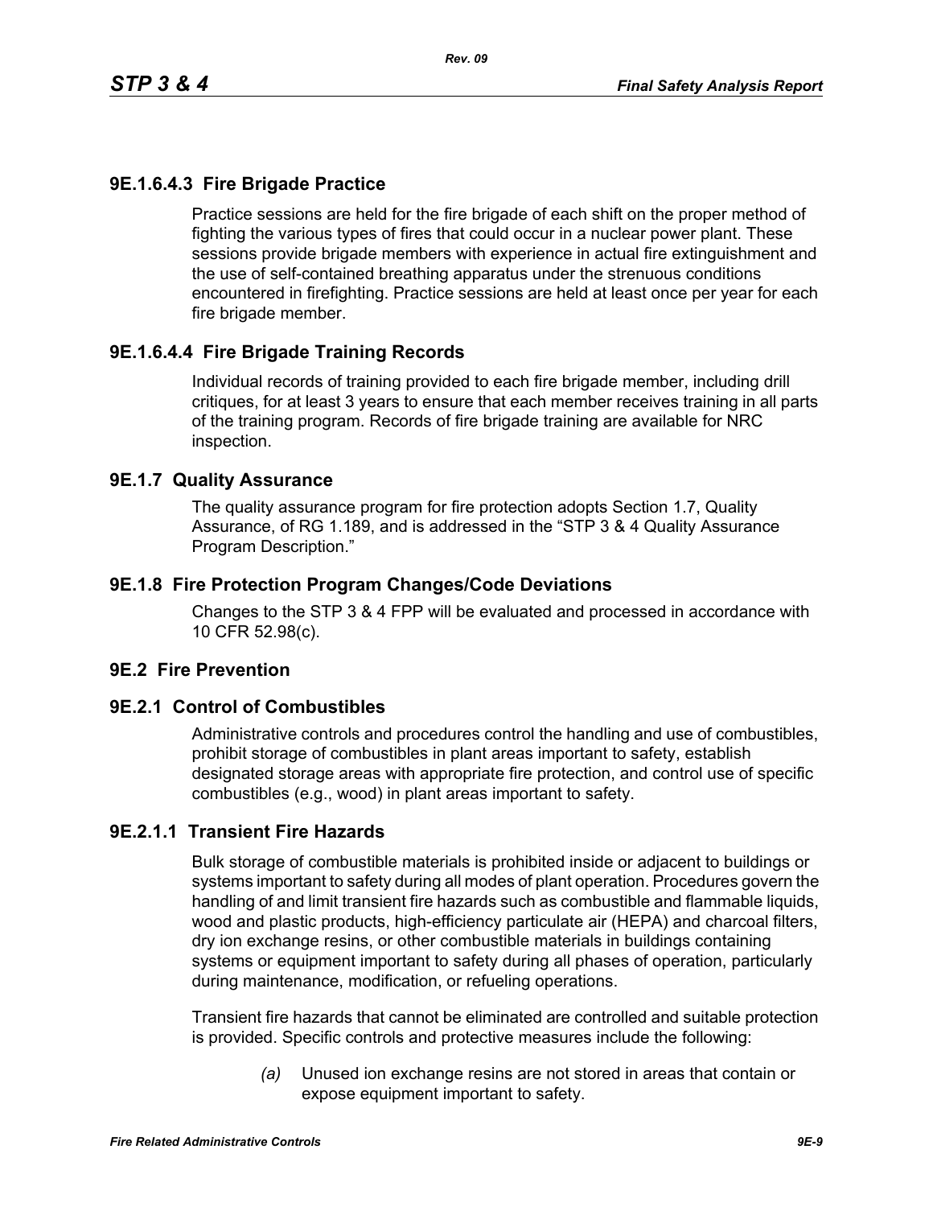### 9E.1.6.4.3 Fire Brigade Practice

Practice sessions are held for the fire brigade of each shift on the proper method of fighting the various types of fires that could occur in a nuclear power plant. These sessions provide brigade members with experience in actual fire extinguishment and the use of self-contained breathing apparatus under the strenuous conditions encountered in firefighting. Practice sessions are held at least once per year for each fire brigade member.

### 9E.1.6.4.4 Fire Brigade Training Records

Individual records of training provided to each fire brigade member, including drill critiques, for at least 3 years to ensure that each member receives training in all parts of the training program. Records of fire brigade training are available for NRC inspection.

## 9E.1.7 Quality Assurance

The quality assurance program for fire protection adopts Section 1.7, Quality Assurance, of RG 1.189, and is addressed in the "STP 3 & 4 Quality Assurance Program Description."

## 9E.1.8 Fire Protection Program Changes/Code Deviations

Changes to the STP 3 & 4 FPP will be evaluated and processed in accordance with 10 CFR 52.98(c).

# 9E.2 Fire Prevention

## 9E.2.1 Control of Combustibles

Administrative controls and procedures control the handling and use of combustibles, prohibit storage of combustibles in plant areas important to safety, establish designated storage areas with appropriate fire protection, and control use of specific combustibles (e.g., wood) in plant areas important to safety.

### 9E.2.1.1 Transient Fire Hazards

Bulk storage of combustible materials is prohibited inside or adjacent to buildings or systems important to safety during all modes of plant operation. Procedures govern the handling of and limit transient fire hazards such as combustible and flammable liquids, wood and plastic products, high-efficiency particulate air (HEPA) and charcoal filters, dry ion exchange resins, or other combustible materials in buildings containing systems or equipment important to safety during all phases of operation, particularly during maintenance, modification, or refueling operations.

Transient fire hazards that cannot be eliminated are controlled and suitable protection is provided. Specific controls and protective measures include the following:

*(a)* Unused ion exchange resins are not stored in areas that contain or expose equipment important to safety.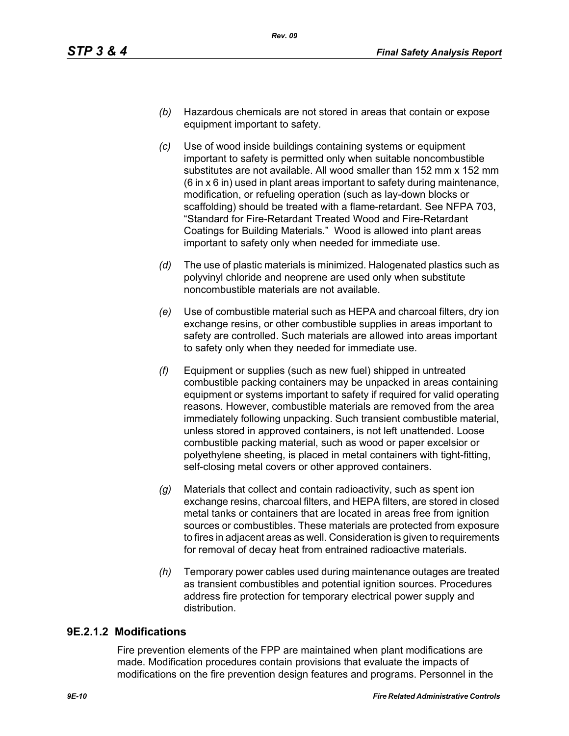(b) Hazardous chemicals are not stored in areas that contain or expose equipment important to safety.

(c) Use of wood inside buildings containing systems or equipment important to safety is permitted only when suitable noncombustible substitutes are not available. All wood smaller than 152 mm x 152 mm (6 in x 6 in) used in plant areas important to safety during maintenance, modification, or refueling operation (such as lay-down blocks or scaffolding) should be treated with a flame-retardant. See NFPA 703, "Standard for Fire-Retardant Treated Wood and Fire-Retardant Coatings for Building Materials." Wood is allowed into plant areas important to safety only when needed for immediate use.

(d) The use of plastic materials is minimized. Halogenated plastics such as polyvinyl chloride and neoprene are used only when substitute noncombustible materials are not available.

(e) Use of combustible material such as HEPA and charcoal filters, dry ion exchange resins, or other combustible supplies in areas important to safety are controlled. Such materials are allowed into areas important to safety only when they needed for immediate use.

(f) Equipment or supplies (such as new fuel) shipped in untreated combustible packing containers may be unpacked in areas containing equipment or systems important to safety if required for valid operating reasons. However, combustible materials are removed from the area immediately following unpacking. Such transient combustible material, unless stored in approved containers, is not left unattended. Loose combustible packing material, such as wood or paper excelsior or polyethylene sheeting, is placed in metal containers with tight-fitting, self-closing metal covers or other approved containers.

(g) Materials that collect and contain radioactivity, such as spent ion exchange resins, charcoal filters, and HEPA filters, are stored in closed metal tanks or containers that are located in areas free from ignition sources or combustibles. These materials are protected from exposure to fires in adjacent areas as well. Consideration is given to requirements for removal of decay heat from entrained radioactive materials.

(h) Temporary power cables used during maintenance outages are treated as transient combustibles and potential ignition sources. Procedures address fire protection for temporary electrical power supply and distribution.

### 9E.2.1.2 Modifications

Fire prevention elements of the FPP are maintained when plant modifications are made. Modification procedures contain provisions that evaluate the impacts of modifications on the fire prevention design features and programs. Personnel in the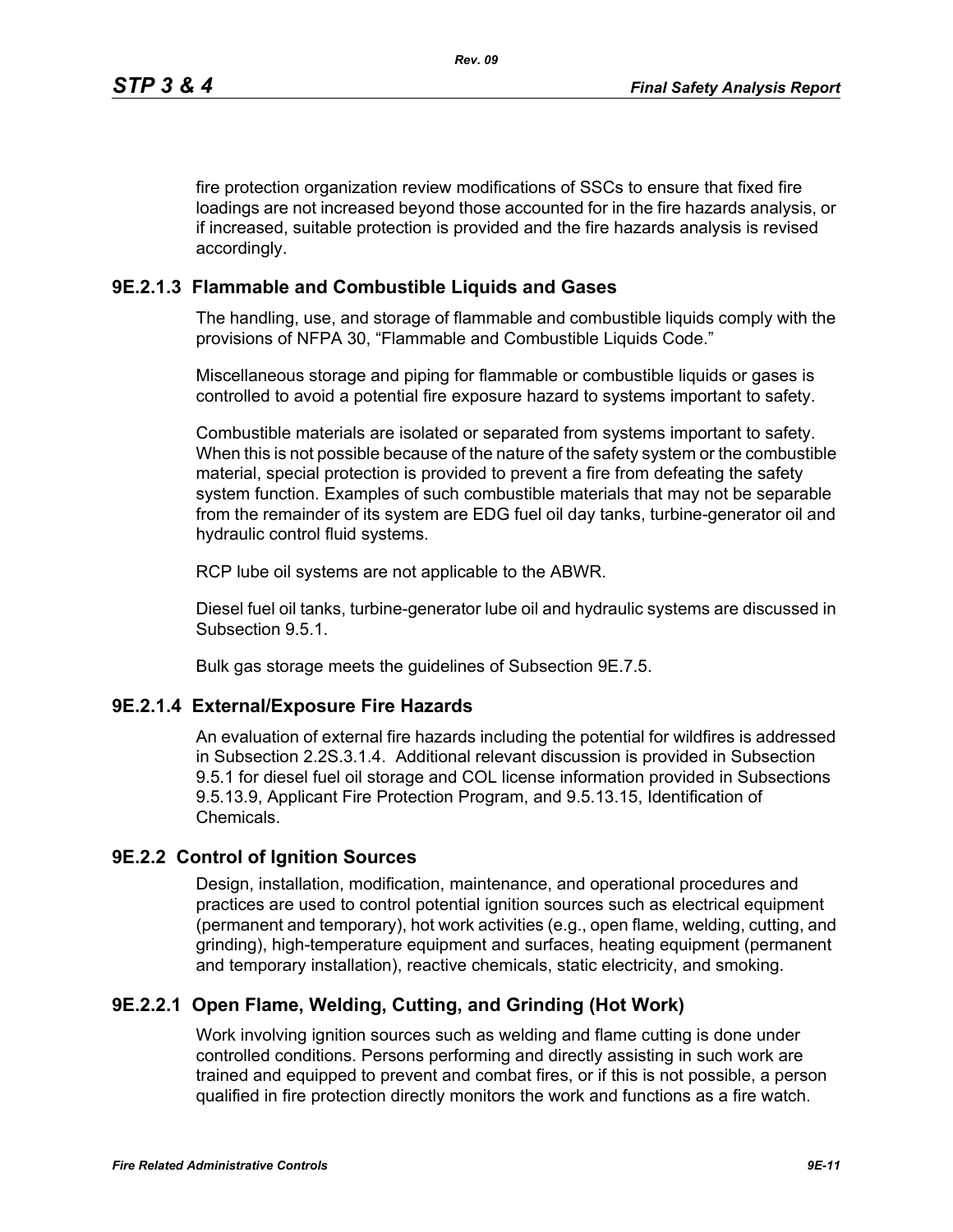fire protection organization review modifications of SSCs to ensure that fixed fire loadings are not increased beyond those accounted for in the fire hazards analysis, or if increased, suitable protection is provided and the fire hazards analysis is revised accordingly.

### 9E.2.1.3 Flammable and Combustible Liquids and Gases

The handling, use, and storage of flammable and combustible liquids comply with the provisions of NFPA 30, "Flammable and Combustible Liquids Code."

Miscellaneous storage and piping for flammable or combustible liquids or gases is controlled to avoid a potential fire exposure hazard to systems important to safety.

Combustible materials are isolated or separated from systems important to safety. When this is not possible because of the nature of the safety system or the combustible material, special protection is provided to prevent a fire from defeating the safety system function. Examples of such combustible materials that may not be separable from the remainder of its system are EDG fuel oil day tanks, turbine-generator oil and hydraulic control fluid systems.

RCP lube oil systems are not applicable to the ABWR.

Diesel fuel oil tanks, turbine-generator lube oil and hydraulic systems are discussed in Subsection 9.5.1.

Bulk gas storage meets the guidelines of Subsection 9E.7.5.

### 9E.2.1.4 External/Exposure Fire Hazards

An evaluation of external fire hazards including the potential for wildfires is addressed in Subsection 2.2S.3.1.4. Additional relevant discussion is provided in Subsection 9.5.1 for diesel fuel oil storage and COL license information provided in Subsections 9.5.13.9, Applicant Fire Protection Program, and 9.5.13.15, Identification of Chemicals.

## 9E.2.2 Control of Ignition Sources

Design, installation, modification, maintenance, and operational procedures and practices are used to control potential ignition sources such as electrical equipment (permanent and temporary), hot work activities (e.g., open flame, welding, cutting, and grinding), high-temperature equipment and surfaces, heating equipment (permanent and temporary installation), reactive chemicals, static electricity, and smoking.

### 9E.2.2.1 Open Flame, Welding, Cutting, and Grinding (Hot Work)

Work involving ignition sources such as welding and flame cutting is done under controlled conditions. Persons performing and directly assisting in such work are trained and equipped to prevent and combat fires, or if this is not possible, a person qualified in fire protection directly monitors the work and functions as a fire watch.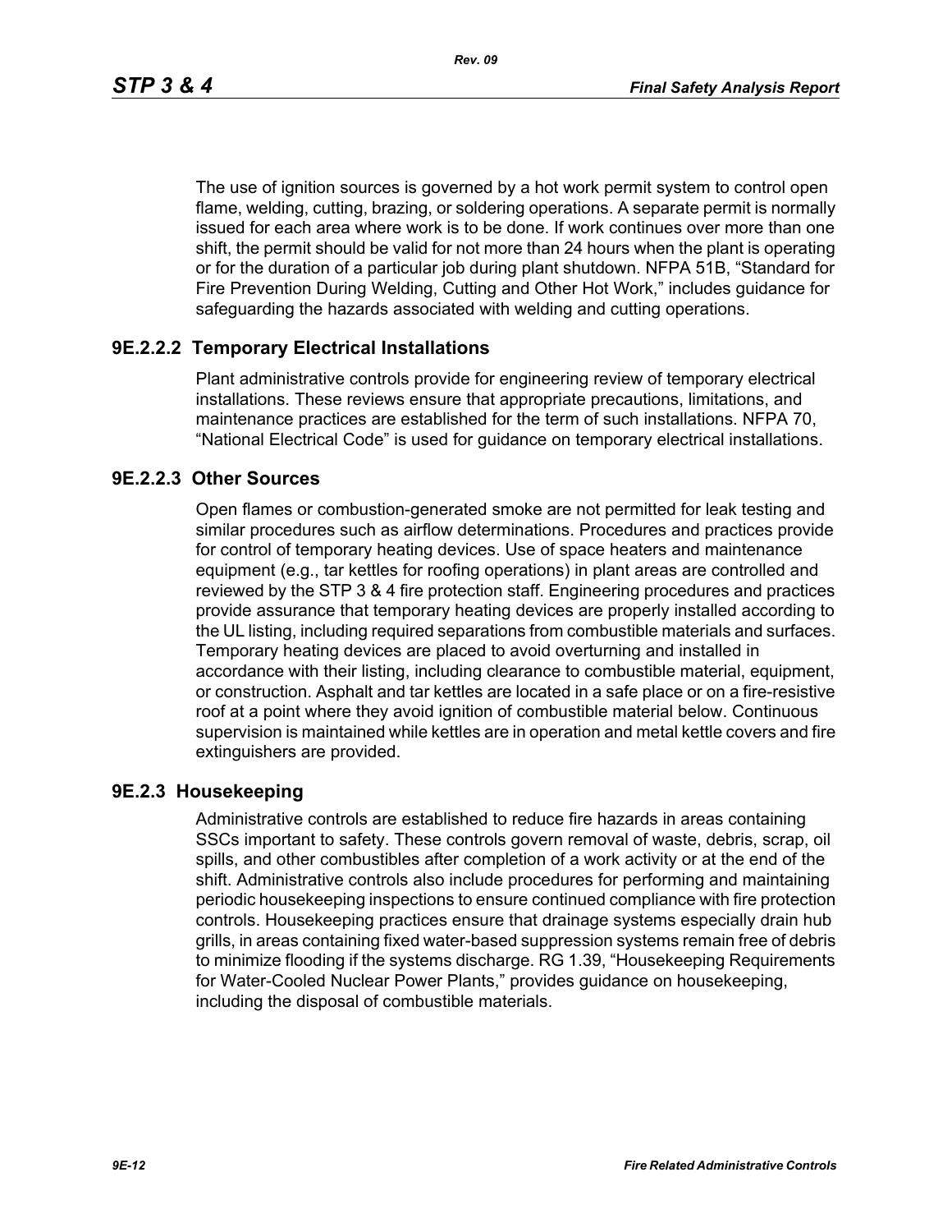The use of ignition sources is governed by a hot work permit system to control open flame, welding, cutting, brazing, or soldering operations. A separate permit is normally issued for each area where work is to be done. If work continues over more than one shift, the permit should be valid for not more than 24 hours when the plant is operating or for the duration of a particular job during plant shutdown. NFPA 51B, "Standard for Fire Prevention During Welding, Cutting and Other Hot Work," includes guidance for safeguarding the hazards associated with welding and cutting operations.

### 9E.2.2.2 Temporary Electrical Installations

Plant administrative controls provide for engineering review of temporary electrical installations. These reviews ensure that appropriate precautions, limitations, and maintenance practices are established for the term of such installations. NFPA 70, "National Electrical Code" is used for guidance on temporary electrical installations.

### 9E.2.2.3 Other Sources

Open flames or combustion-generated smoke are not permitted for leak testing and similar procedures such as airflow determinations. Procedures and practices provide for control of temporary heating devices. Use of space heaters and maintenance equipment (e.g., tar kettles for roofing operations) in plant areas are controlled and reviewed by the STP 3 & 4 fire protection staff. Engineering procedures and practices provide assurance that temporary heating devices are properly installed according to the UL listing, including required separations from combustible materials and surfaces. Temporary heating devices are placed to avoid overturning and installed in accordance with their listing, including clearance to combustible material, equipment, or construction. Asphalt and tar kettles are located in a safe place or on a fire-resistive roof at a point where they avoid ignition of combustible material below. Continuous supervision is maintained while kettles are in operation and metal kettle covers and fire extinguishers are provided.

## 9E.2.3 Housekeeping

Administrative controls are established to reduce fire hazards in areas containing SSCs important to safety. These controls govern removal of waste, debris, scrap, oil spills, and other combustibles after completion of a work activity or at the end of the shift. Administrative controls also include procedures for performing and maintaining periodic housekeeping inspections to ensure continued compliance with fire protection controls. Housekeeping practices ensure that drainage systems especially drain hub grills, in areas containing fixed water-based suppression systems remain free of debris to minimize flooding if the systems discharge. RG 1.39, "Housekeeping Requirements for Water-Cooled Nuclear Power Plants," provides guidance on housekeeping, including the disposal of combustible materials.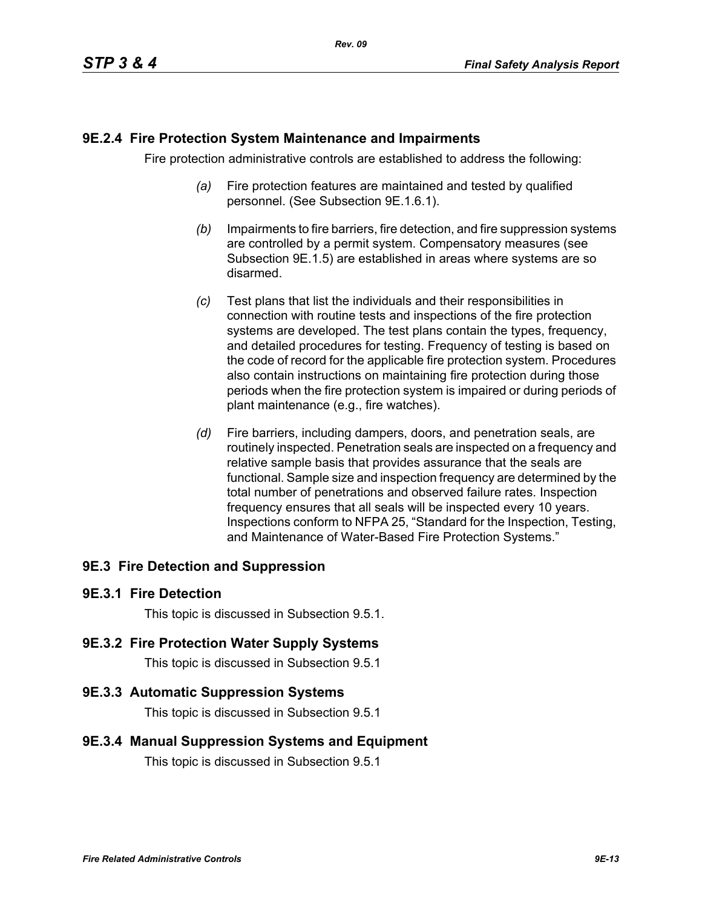## 9E.2.4 Fire Protection System Maintenance and Impairments

Fire protection administrative controls are established to address the following:

*(a)* Fire protection features are maintained and tested by qualified personnel. (See Subsection 9E.1.6.1).

*(b)* Impairments to fire barriers, fire detection, and fire suppression systems are controlled by a permit system. Compensatory measures (see Subsection 9E.1.5) are established in areas where systems are so disarmed.

*(c)* Test plans that list the individuals and their responsibilities in connection with routine tests and inspections of the fire protection systems are developed. The test plans contain the types, frequency, and detailed procedures for testing. Frequency of testing is based on the code of record for the applicable fire protection system. Procedures also contain instructions on maintaining fire protection during those periods when the fire protection system is impaired or during periods of plant maintenance (e.g., fire watches).

*(d)* Fire barriers, including dampers, doors, and penetration seals, are routinely inspected. Penetration seals are inspected on a frequency and relative sample basis that provides assurance that the seals are functional. Sample size and inspection frequency are determined by the total number of penetrations and observed failure rates. Inspection frequency ensures that all seals will be inspected every 10 years. Inspections conform to NFPA 25, "Standard for the Inspection, Testing, and Maintenance of Water-Based Fire Protection Systems."

## 9E.3 Fire Detection and Suppression

### 9E.3.1 Fire Detection

This topic is discussed in Subsection 9.5.1.

### 9E.3.2 Fire Protection Water Supply Systems

This topic is discussed in Subsection 9.5.1

### 9E.3.3 Automatic Suppression Systems

This topic is discussed in Subsection 9.5.1

### 9E.3.4 Manual Suppression Systems and Equipment

This topic is discussed in Subsection 9.5.1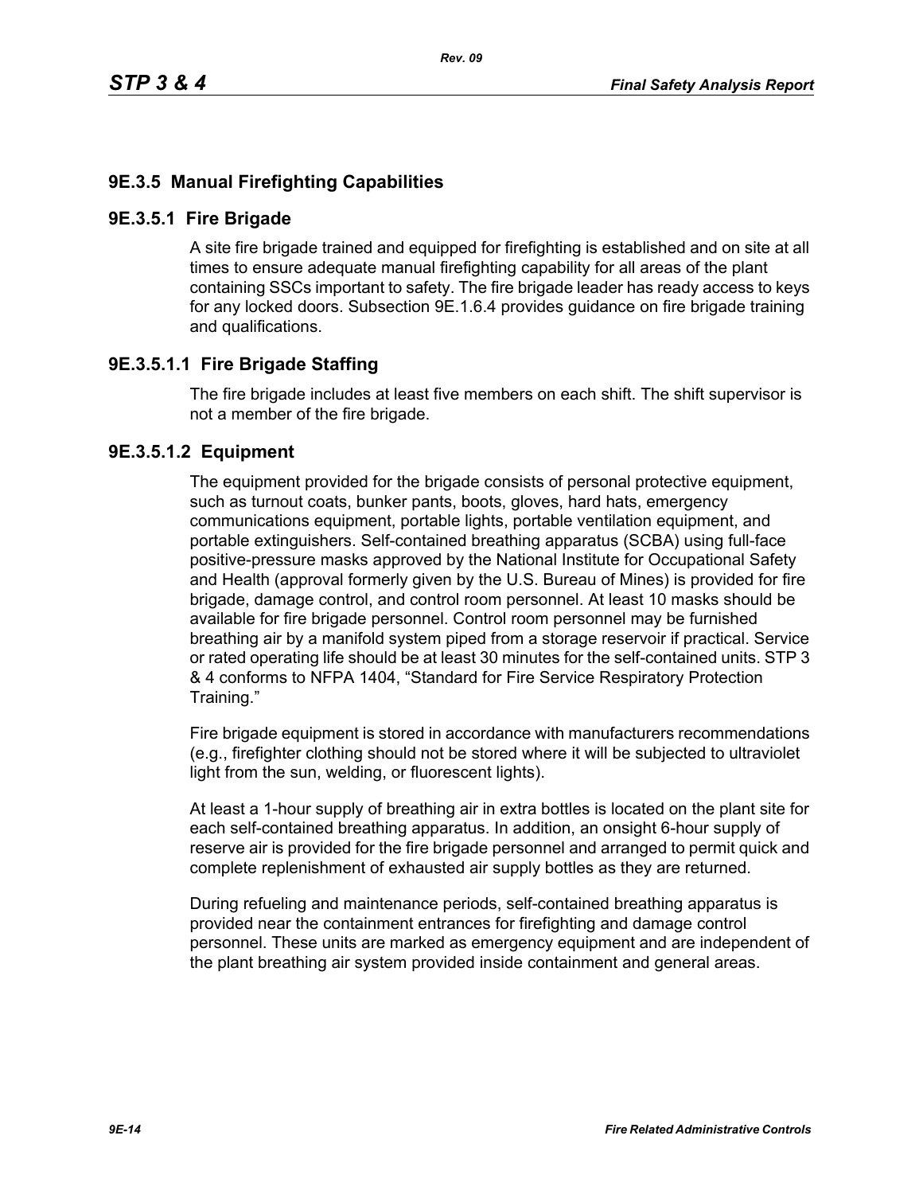## 9E.3.5 Manual Firefighting Capabilities

### 9E.3.5.1 Fire Brigade

A site fire brigade trained and equipped for firefighting is established and on site at all times to ensure adequate manual firefighting capability for all areas of the plant containing SSCs important to safety. The fire brigade leader has ready access to keys for any locked doors. Subsection 9E.1.6.4 provides guidance on fire brigade training and qualifications.

### 9E.3.5.1.1 Fire Brigade Staffing

The fire brigade includes at least five members on each shift. The shift supervisor is not a member of the fire brigade.

### 9E.3.5.1.2 Equipment

The equipment provided for the brigade consists of personal protective equipment, such as turnout coats, bunker pants, boots, gloves, hard hats, emergency communications equipment, portable lights, portable ventilation equipment, and portable extinguishers. Self-contained breathing apparatus (SCBA) using full-face positive-pressure masks approved by the National Institute for Occupational Safety and Health (approval formerly given by the U.S. Bureau of Mines) is provided for fire brigade, damage control, and control room personnel. At least 10 masks should be available for fire brigade personnel. Control room personnel may be furnished breathing air by a manifold system piped from a storage reservoir if practical. Service or rated operating life should be at least 30 minutes for the self-contained units. STP 3 & 4 conforms to NFPA 1404, "Standard for Fire Service Respiratory Protection Training."

Fire brigade equipment is stored in accordance with manufacturers recommendations (e.g., firefighter clothing should not be stored where it will be subjected to ultraviolet light from the sun, welding, or fluorescent lights).

At least a 1-hour supply of breathing air in extra bottles is located on the plant site for each self-contained breathing apparatus. In addition, an onsight 6-hour supply of reserve air is provided for the fire brigade personnel and arranged to permit quick and complete replenishment of exhausted air supply bottles as they are returned.

During refueling and maintenance periods, self-contained breathing apparatus is provided near the containment entrances for firefighting and damage control personnel. These units are marked as emergency equipment and are independent of the plant breathing air system provided inside containment and general areas.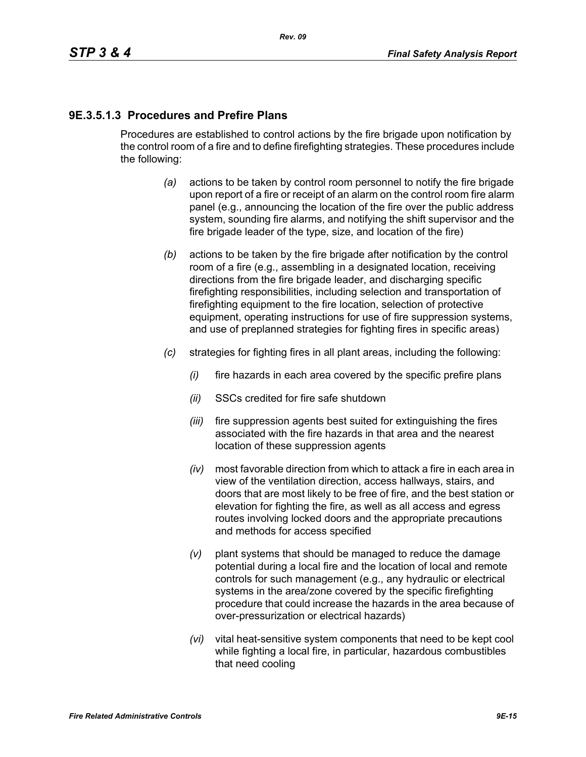### 9E.3.5.1.3 Procedures and Prefire Plans

Procedures are established to control actions by the fire brigade upon notification by the control room of a fire and to define firefighting strategies. These procedures include the following:

*(a)* actions to be taken by control room personnel to notify the fire brigade upon report of a fire or receipt of an alarm on the control room fire alarm panel (e.g., announcing the location of the fire over the public address system, sounding fire alarms, and notifying the shift supervisor and the fire brigade leader of the type, size, and location of the fire)

*(b)* actions to be taken by the fire brigade after notification by the control room of a fire (e.g., assembling in a designated location, receiving directions from the fire brigade leader, and discharging specific firefighting responsibilities, including selection and transportation of firefighting equipment to the fire location, selection of protective equipment, operating instructions for use of fire suppression systems, and use of preplanned strategies for fighting fires in specific areas)

*(c)* strategies for fighting fires in all plant areas, including the following:

*(i)* fire hazards in each area covered by the specific prefire plans

*(ii)* SSCs credited for fire safe shutdown

*(iii)* fire suppression agents best suited for extinguishing the fires associated with the fire hazards in that area and the nearest location of these suppression agents

*(iv)* most favorable direction from which to attack a fire in each area in view of the ventilation direction, access hallways, stairs, and doors that are most likely to be free of fire, and the best station or elevation for fighting the fire, as well as all access and egress routes involving locked doors and the appropriate precautions and methods for access specified

*(v)* plant systems that should be managed to reduce the damage potential during a local fire and the location of local and remote controls for such management (e.g., any hydraulic or electrical systems in the area/zone covered by the specific firefighting procedure that could increase the hazards in the area because of over-pressurization or electrical hazards)

*(vi)* vital heat-sensitive system components that need to be kept cool while fighting a local fire, in particular, hazardous combustibles that need cooling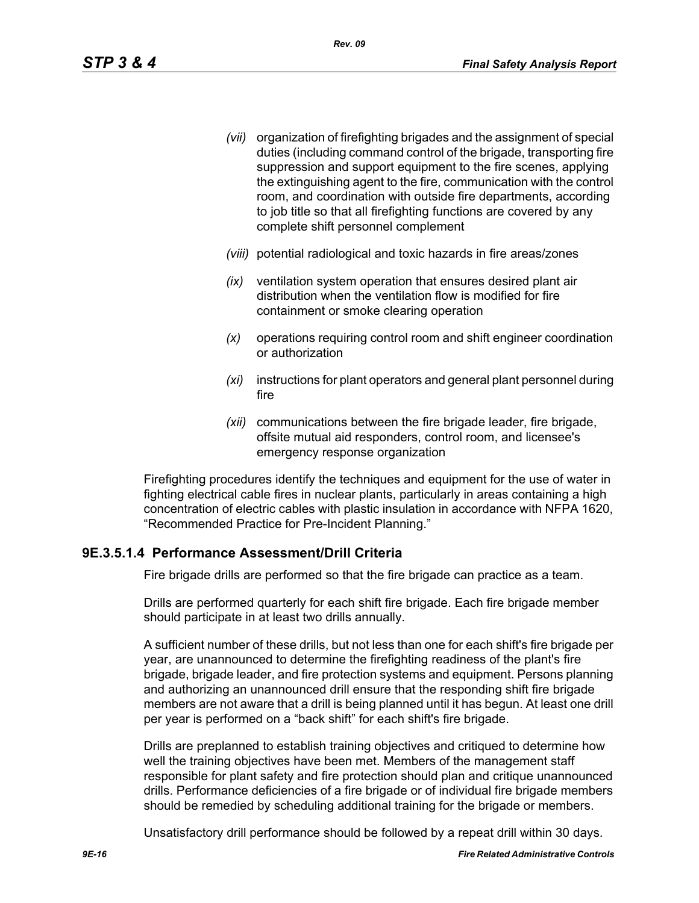*(vii)* organization of firefighting brigades and the assignment of special duties (including command control of the brigade, transporting fire suppression and support equipment to the fire scenes, applying the extinguishing agent to the fire, communication with the control room, and coordination with outside fire departments, according to job title so that all firefighting functions are covered by any complete shift personnel complement

*(viii)* potential radiological and toxic hazards in fire areas/zones

*(ix)* ventilation system operation that ensures desired plant air distribution when the ventilation flow is modified for fire containment or smoke clearing operation

*(x)* operations requiring control room and shift engineer coordination or authorization

*(xi)* instructions for plant operators and general plant personnel during fire

*(xii)* communications between the fire brigade leader, fire brigade, offsite mutual aid responders, control room, and licensee's emergency response organization

Firefighting procedures identify the techniques and equipment for the use of water in fighting electrical cable fires in nuclear plants, particularly in areas containing a high concentration of electric cables with plastic insulation in accordance with NFPA 1620, "Recommended Practice for Pre-Incident Planning."

### 9E.3.5.1.4 Performance Assessment/Drill Criteria

Fire brigade drills are performed so that the fire brigade can practice as a team.

Drills are performed quarterly for each shift fire brigade. Each fire brigade member should participate in at least two drills annually.

A sufficient number of these drills, but not less than one for each shift's fire brigade per year, are unannounced to determine the firefighting readiness of the plant's fire brigade, brigade leader, and fire protection systems and equipment. Persons planning and authorizing an unannounced drill ensure that the responding shift fire brigade members are not aware that a drill is being planned until it has begun. At least one drill per year is performed on a "back shift" for each shift's fire brigade.

Drills are preplanned to establish training objectives and critiqued to determine how well the training objectives have been met. Members of the management staff responsible for plant safety and fire protection should plan and critique unannounced drills. Performance deficiencies of a fire brigade or of individual fire brigade members should be remedied by scheduling additional training for the brigade or members.

Unsatisfactory drill performance should be followed by a repeat drill within 30 days.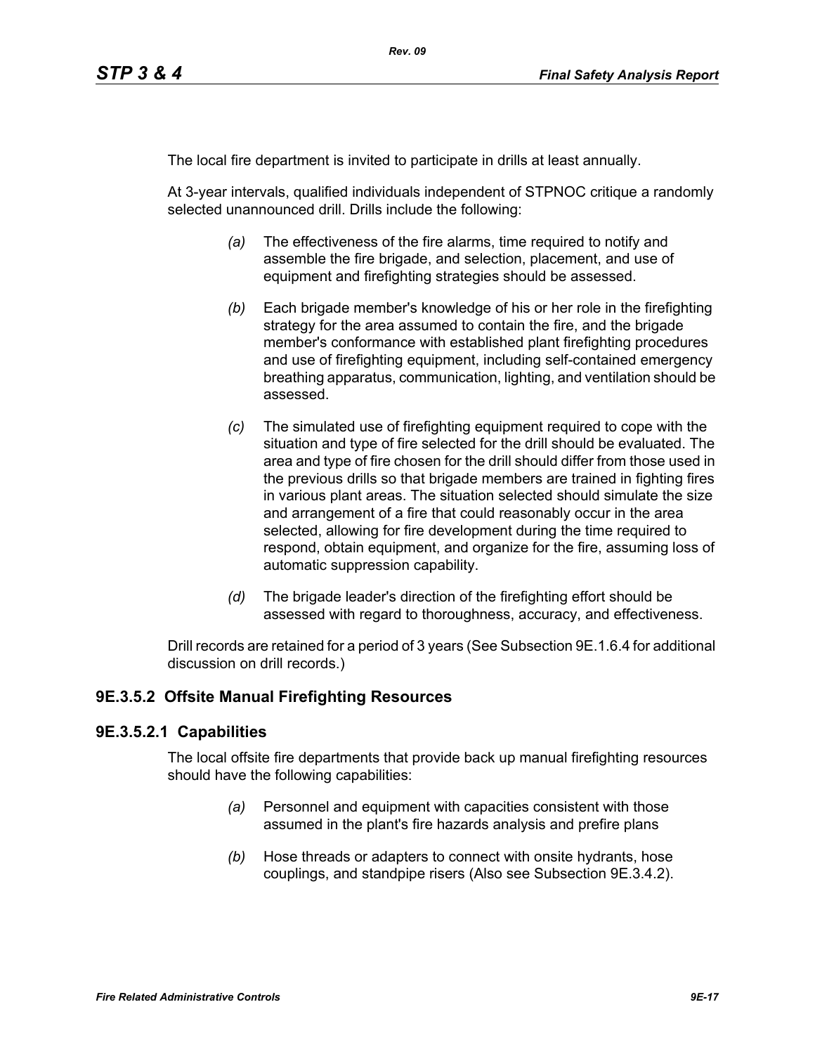The local fire department is invited to participate in drills at least annually.

At 3-year intervals, qualified individuals independent of STPNOC critique a randomly selected unannounced drill. Drills include the following:

*(a)* The effectiveness of the fire alarms, time required to notify and assemble the fire brigade, and selection, placement, and use of equipment and firefighting strategies should be assessed.

*(b)* Each brigade member's knowledge of his or her role in the firefighting strategy for the area assumed to contain the fire, and the brigade member's conformance with established plant firefighting procedures and use of firefighting equipment, including self-contained emergency breathing apparatus, communication, lighting, and ventilation should be assessed.

*(c)* The simulated use of firefighting equipment required to cope with the situation and type of fire selected for the drill should be evaluated. The area and type of fire chosen for the drill should differ from those used in the previous drills so that brigade members are trained in fighting fires in various plant areas. The situation selected should simulate the size and arrangement of a fire that could reasonably occur in the area selected, allowing for fire development during the time required to respond, obtain equipment, and organize for the fire, assuming loss of automatic suppression capability.

*(d)* The brigade leader's direction of the firefighting effort should be assessed with regard to thoroughness, accuracy, and effectiveness.

Drill records are retained for a period of 3 years (See Subsection 9E.1.6.4 for additional discussion on drill records.)

## 9E.3.5.2 Offsite Manual Firefighting Resources

### 9E.3.5.2.1 Capabilities

The local offsite fire departments that provide back up manual firefighting resources should have the following capabilities:

*(a)* Personnel and equipment with capacities consistent with those assumed in the plant's fire hazards analysis and prefire plans

*(b)* Hose threads or adapters to connect with onsite hydrants, hose couplings, and standpipe risers (Also see Subsection 9E.3.4.2).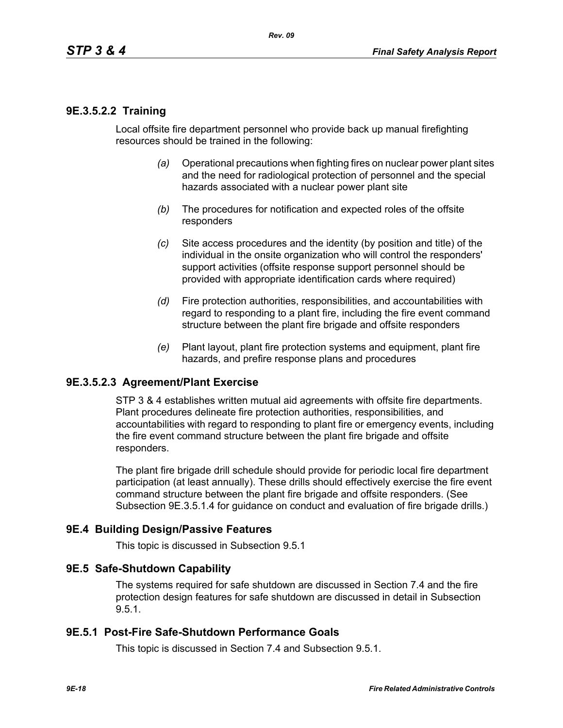#### 9E.3.5.2.2 Training

Local offsite fire department personnel who provide back up manual firefighting resources should be trained in the following:

*(a)* Operational precautions when fighting fires on nuclear power plant sites and the need for radiological protection of personnel and the special hazards associated with a nuclear power plant site

*(b)* The procedures for notification and expected roles of the offsite responders

*(c)* Site access procedures and the identity (by position and title) of the individual in the onsite organization who will control the responders' support activities (offsite response support personnel should be provided with appropriate identification cards where required)

*(d)* Fire protection authorities, responsibilities, and accountabilities with regard to responding to a plant fire, including the fire event command structure between the plant fire brigade and offsite responders

*(e)* Plant layout, plant fire protection systems and equipment, plant fire hazards, and prefire response plans and procedures

#### 9E.3.5.2.3 Agreement/Plant Exercise

STP 3 & 4 establishes written mutual aid agreements with offsite fire departments. Plant procedures delineate fire protection authorities, responsibilities, and accountabilities with regard to responding to plant fire or emergency events, including the fire event command structure between the plant fire brigade and offsite responders.

The plant fire brigade drill schedule should provide for periodic local fire department participation (at least annually). These drills should effectively exercise the fire event command structure between the plant fire brigade and offsite responders. (See Subsection 9E.3.5.1.4 for guidance on conduct and evaluation of fire brigade drills.)

## 9E.4 Building Design/Passive Features

This topic is discussed in Subsection 9.5.1

## 9E.5 Safe-Shutdown Capability

The systems required for safe shutdown are discussed in Section 7.4 and the fire protection design features for safe shutdown are discussed in detail in Subsection 9.5.1.

### 9E.5.1 Post-Fire Safe-Shutdown Performance Goals

This topic is discussed in Section 7.4 and Subsection 9.5.1.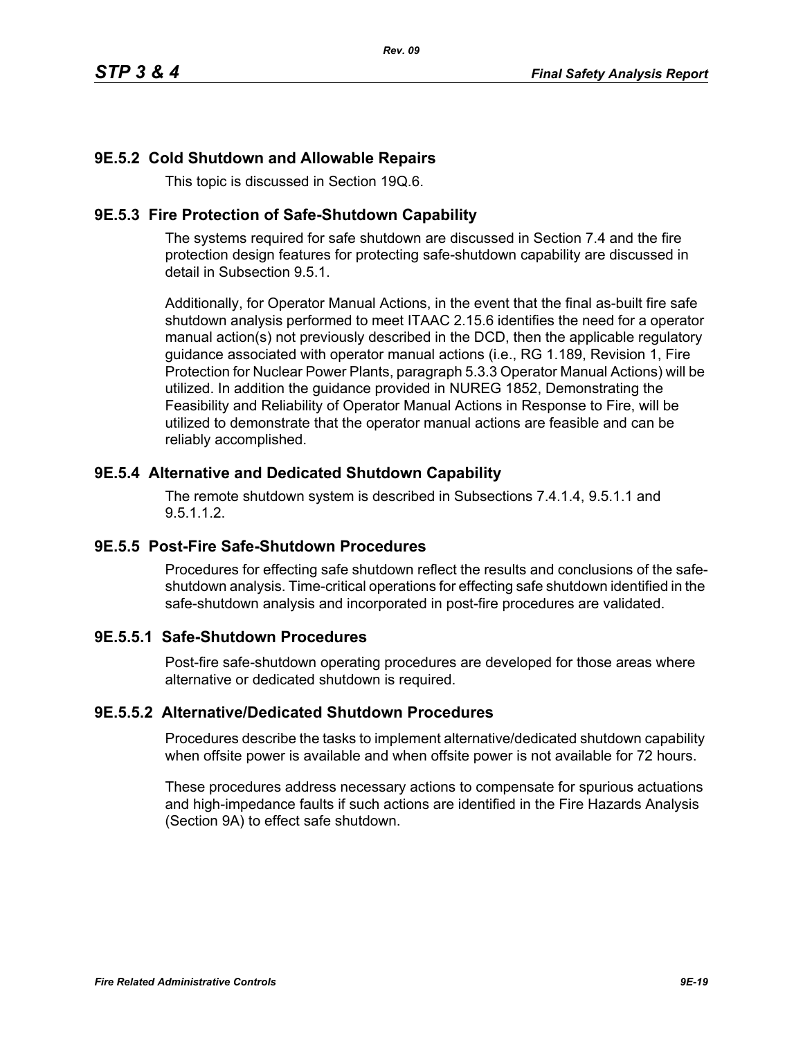### 9E.5.2 Cold Shutdown and Allowable Repairs

This topic is discussed in Section 19Q.6.

### 9E.5.3 Fire Protection of Safe-Shutdown Capability

The systems required for safe shutdown are discussed in Section 7.4 and the fire protection design features for protecting safe-shutdown capability are discussed in detail in Subsection 9.5.1.

Additionally, for Operator Manual Actions, in the event that the final as-built fire safe shutdown analysis performed to meet ITAAC 2.15.6 identifies the need for a operator manual action(s) not previously described in the DCD, then the applicable regulatory guidance associated with operator manual actions (i.e., RG 1.189, Revision 1, Fire Protection for Nuclear Power Plants, paragraph 5.3.3 Operator Manual Actions) will be utilized. In addition the guidance provided in NUREG 1852, Demonstrating the Feasibility and Reliability of Operator Manual Actions in Response to Fire, will be utilized to demonstrate that the operator manual actions are feasible and can be reliably accomplished.

### 9E.5.4 Alternative and Dedicated Shutdown Capability

The remote shutdown system is described in Subsections 7.4.1.4, 9.5.1.1 and 9.5.1.1.2.

### 9E.5.5 Post-Fire Safe-Shutdown Procedures

Procedures for effecting safe shutdown reflect the results and conclusions of the safe-shutdown analysis. Time-critical operations for effecting safe shutdown identified in the safe-shutdown analysis and incorporated in post-fire procedures are validated.

#### 9E.5.5.1 Safe-Shutdown Procedures

Post-fire safe-shutdown operating procedures are developed for those areas where alternative or dedicated shutdown is required.

#### 9E.5.5.2 Alternative/Dedicated Shutdown Procedures

Procedures describe the tasks to implement alternative/dedicated shutdown capability when offsite power is available and when offsite power is not available for 72 hours.

These procedures address necessary actions to compensate for spurious actuations and high-impedance faults if such actions are identified in the Fire Hazards Analysis (Section 9A) to effect safe shutdown.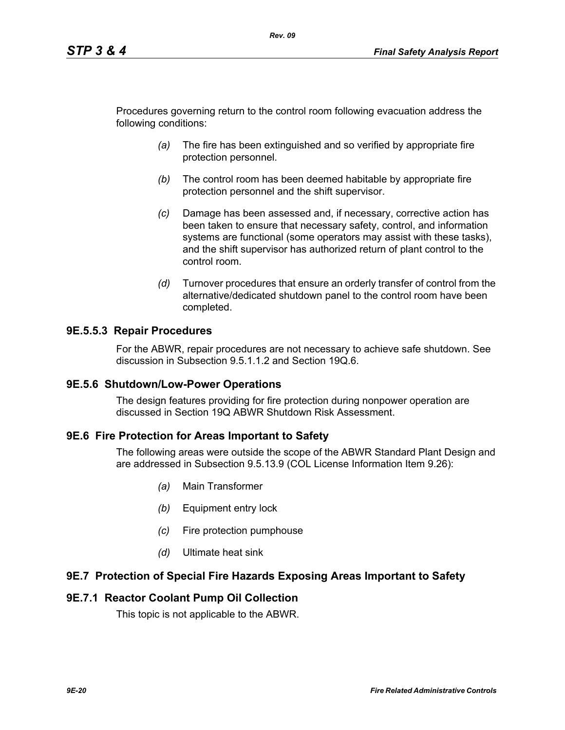Procedures governing return to the control room following evacuation address the following conditions:

*(a)* The fire has been extinguished and so verified by appropriate fire protection personnel.

*(b)* The control room has been deemed habitable by appropriate fire protection personnel and the shift supervisor.

*(c)* Damage has been assessed and, if necessary, corrective action has been taken to ensure that necessary safety, control, and information systems are functional (some operators may assist with these tasks), and the shift supervisor has authorized return of plant control to the control room.

*(d)* Turnover procedures that ensure an orderly transfer of control from the alternative/dedicated shutdown panel to the control room have been completed.

### 9E.5.5.3 Repair Procedures

For the ABWR, repair procedures are not necessary to achieve safe shutdown. See discussion in Subsection 9.5.1.1.2 and Section 19Q.6.

## 9E.5.6 Shutdown/Low-Power Operations

The design features providing for fire protection during nonpower operation are discussed in Section 19Q ABWR Shutdown Risk Assessment.

## 9E.6 Fire Protection for Areas Important to Safety

The following areas were outside the scope of the ABWR Standard Plant Design and are addressed in Subsection 9.5.13.9 (COL License Information Item 9.26):

*(a)* Main Transformer

*(b)* Equipment entry lock

*(c)* Fire protection pumphouse

*(d)* Ultimate heat sink

## 9E.7 Protection of Special Fire Hazards Exposing Areas Important to Safety

## 9E.7.1 Reactor Coolant Pump Oil Collection

This topic is not applicable to the ABWR.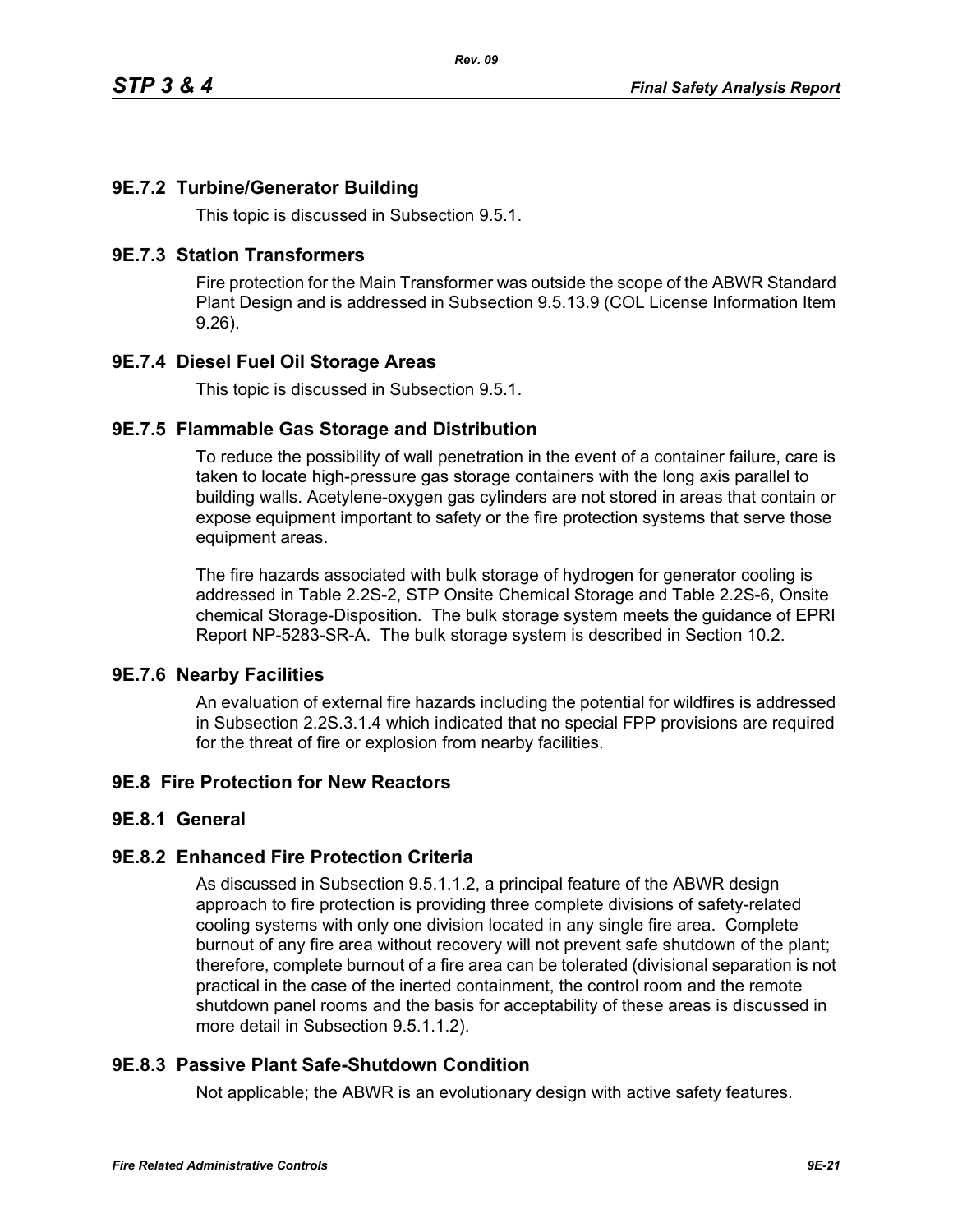### 9E.7.2 Turbine/Generator Building

This topic is discussed in Subsection 9.5.1.

### 9E.7.3 Station Transformers

Fire protection for the Main Transformer was outside the scope of the ABWR Standard Plant Design and is addressed in Subsection 9.5.13.9 (COL License Information Item 9.26).

### 9E.7.4 Diesel Fuel Oil Storage Areas

This topic is discussed in Subsection 9.5.1.

### 9E.7.5 Flammable Gas Storage and Distribution

To reduce the possibility of wall penetration in the event of a container failure, care is taken to locate high-pressure gas storage containers with the long axis parallel to building walls. Acetylene-oxygen gas cylinders are not stored in areas that contain or expose equipment important to safety or the fire protection systems that serve those equipment areas.

The fire hazards associated with bulk storage of hydrogen for generator cooling is addressed in Table 2.2S-2, STP Onsite Chemical Storage and Table 2.2S-6, Onsite chemical Storage-Disposition. The bulk storage system meets the guidance of EPRI Report NP-5283-SR-A. The bulk storage system is described in Section 10.2.

### 9E.7.6 Nearby Facilities

An evaluation of external fire hazards including the potential for wildfires is addressed in Subsection 2.2S.3.1.4 which indicated that no special FPP provisions are required for the threat of fire or explosion from nearby facilities.

## 9E.8 Fire Protection for New Reactors

### 9E.8.1 General

### 9E.8.2 Enhanced Fire Protection Criteria

As discussed in Subsection 9.5.1.1.2, a principal feature of the ABWR design approach to fire protection is providing three complete divisions of safety-related cooling systems with only one division located in any single fire area. Complete burnout of any fire area without recovery will not prevent safe shutdown of the plant; therefore, complete burnout of a fire area can be tolerated (divisional separation is not practical in the case of the inerted containment, the control room and the remote shutdown panel rooms and the basis for acceptability of these areas is discussed in more detail in Subsection 9.5.1.1.2).

### 9E.8.3 Passive Plant Safe-Shutdown Condition

Not applicable; the ABWR is an evolutionary design with active safety features.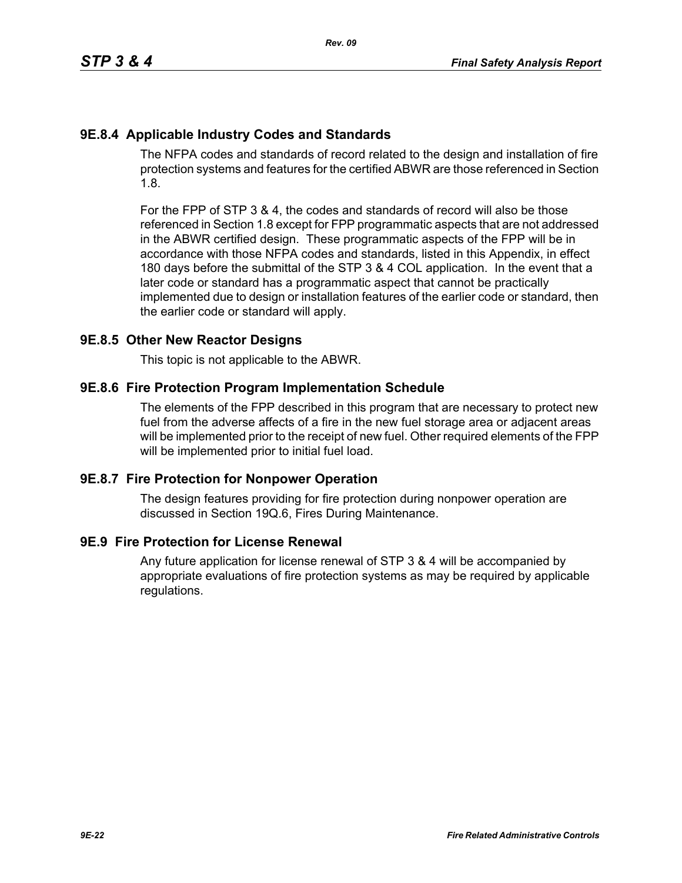### 9E.8.4 Applicable Industry Codes and Standards

The NFPA codes and standards of record related to the design and installation of fire protection systems and features for the certified ABWR are those referenced in Section 1.8.

For the FPP of STP 3 & 4, the codes and standards of record will also be those referenced in Section 1.8 except for FPP programmatic aspects that are not addressed in the ABWR certified design. These programmatic aspects of the FPP will be in accordance with those NFPA codes and standards, listed in this Appendix, in effect 180 days before the submittal of the STP 3 & 4 COL application. In the event that a later code or standard has a programmatic aspect that cannot be practically implemented due to design or installation features of the earlier code or standard, then the earlier code or standard will apply.

### 9E.8.5 Other New Reactor Designs

This topic is not applicable to the ABWR.

### 9E.8.6 Fire Protection Program Implementation Schedule

The elements of the FPP described in this program that are necessary to protect new fuel from the adverse affects of a fire in the new fuel storage area or adjacent areas will be implemented prior to the receipt of new fuel. Other required elements of the FPP will be implemented prior to initial fuel load.

### 9E.8.7 Fire Protection for Nonpower Operation

The design features providing for fire protection during nonpower operation are discussed in Section 19Q.6, Fires During Maintenance.

## 9E.9 Fire Protection for License Renewal

Any future application for license renewal of STP 3 & 4 will be accompanied by appropriate evaluations of fire protection systems as may be required by applicable regulations.